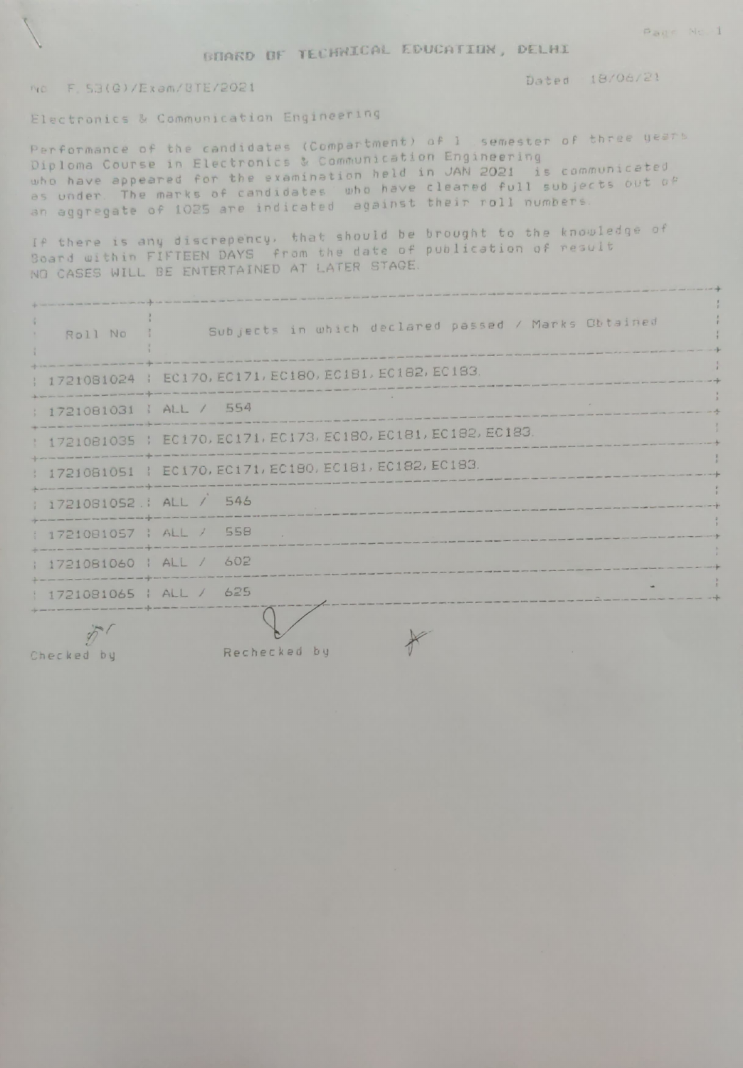# BOARD OF TECHNICAL EDUCATION, DELHI

No. F.53(G)/Exam/BTE/2021 Dated 18/06/21

Electronics & Communication Engineering

Performance of the candidates (Compartment) of 1 semester of three years Diploma Course in Electronics & Communication Engineering who have appeared for the examination held in JAN 2021 is communicated as under. The marks of candidates who have cleared full subjects out of an aggregate of 1025 are indicated against their roll numbers.

If there is any discrepancy, that should be brought to the knowledge of Board within FIFTEEN DAYS from the date of publication of result NO CASES WILL BE ENTERTAINED AT LATER STAGE.

| Roll No | Subjects in which declared passed / Marks Obtained |
|---|---|
| 1721081024 | EC170, EC171, EC180, EC181, EC182, EC183. |
| 1721081031 | ALL / 554 |
| 1721081035 | EC170, EC171, EC173, EC180, EC181, EC182, EC183. |
| 1721081051 | EC170, EC171, EC180, EC181, EC182, EC183. |
| 1721081052 | ALL / 546 |
| 1721081057 | ALL / 558 |
| 1721081060 | ALL / 602 |
| 1721081065 | ALL / 625 |

Checked by Rechecked by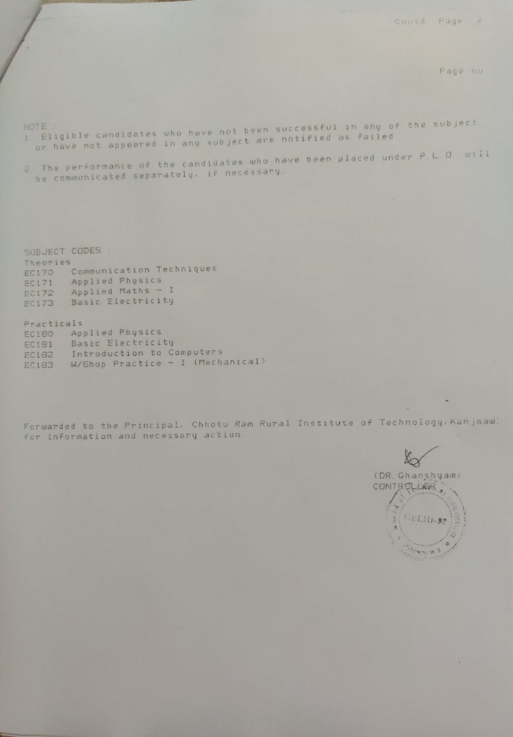Contd Page 2

Page no

NOTE :

1. Eligible candidates who have not been successful in any of the subject or have not appeared in any subject are notified as failed

2. The performance of the candidates who have been placed under P.L.O. will be communicated separately, if necessary.

SUBJECT CODES :

Theories

| | |
|---|---|
| EC170 | Communication Techniques |
| EC171 | Applied Physics |
| EC172 | Applied Maths - I |
| EC173 | Basic Electricity |

Practicals

| | |
|---|---|
| EC180 | Applied Physics |
| EC181 | Basic Electricity |
| EC182 | Introduction to Computers |
| EC183 | W/Shop Practice - I (Mechanical) |

Forwarded to the Principal, Chhotu Ram Rural Institute of Technology, Kanjhawla for information and necessary action

(DR. Ghanshyam)
CONTROLLER